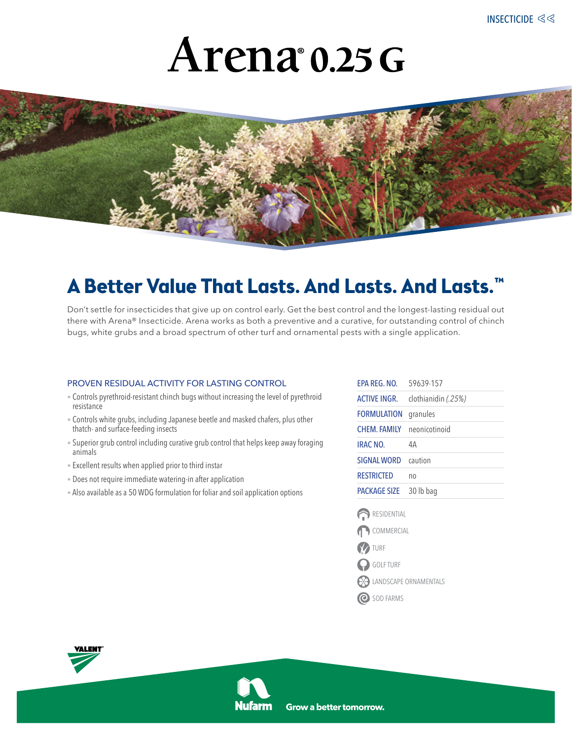INSECTICIDE

# Arena® 0.25 G

## A Better Value That Lasts. And Lasts. And Lasts.™

Don't settle for insecticides that give up on control early. Get the best control and the longest-lasting residual out there with Arena® Insecticide. Arena works as both a preventive and a curative, for outstanding control of chinch bugs, white grubs and a broad spectrum of other turf and ornamental pests with a single application.

### PROVEN RESIDUAL ACTIVITY FOR LASTING CONTROL

- Controls pyrethroid-resistant chinch bugs without increasing the level of pyrethroid resistance
- Controls white grubs, including Japanese beetle and masked chafers, plus other thatch- and surface-feeding insects
- Superior grub control including curative grub control that helps keep away foraging animals
- Excellent results when applied prior to third instar
- Does not require immediate watering-in after application
- Also available as a 50 WDG formulation for foliar and soil application options

| | |
|---|---|
| EPA REG. NO. | 59639-157 |
| ACTIVE INGR. | clothianidin *(.25%)* |
| FORMULATION | granules |
| CHEM. FAMILY | neonicotinoid |
| IRAC NO. | 4A |
| SIGNAL WORD | caution |
| RESTRICTED | no |
| PACKAGE SIZE | 30 lb bag |

- RESIDENTIAL
- COMMERCIAL
- TURF
- GOLF TURF
- LANDSCAPE ORNAMENTALS
- SOD FARMS

VALENT

Nufarm Grow a better tomorrow.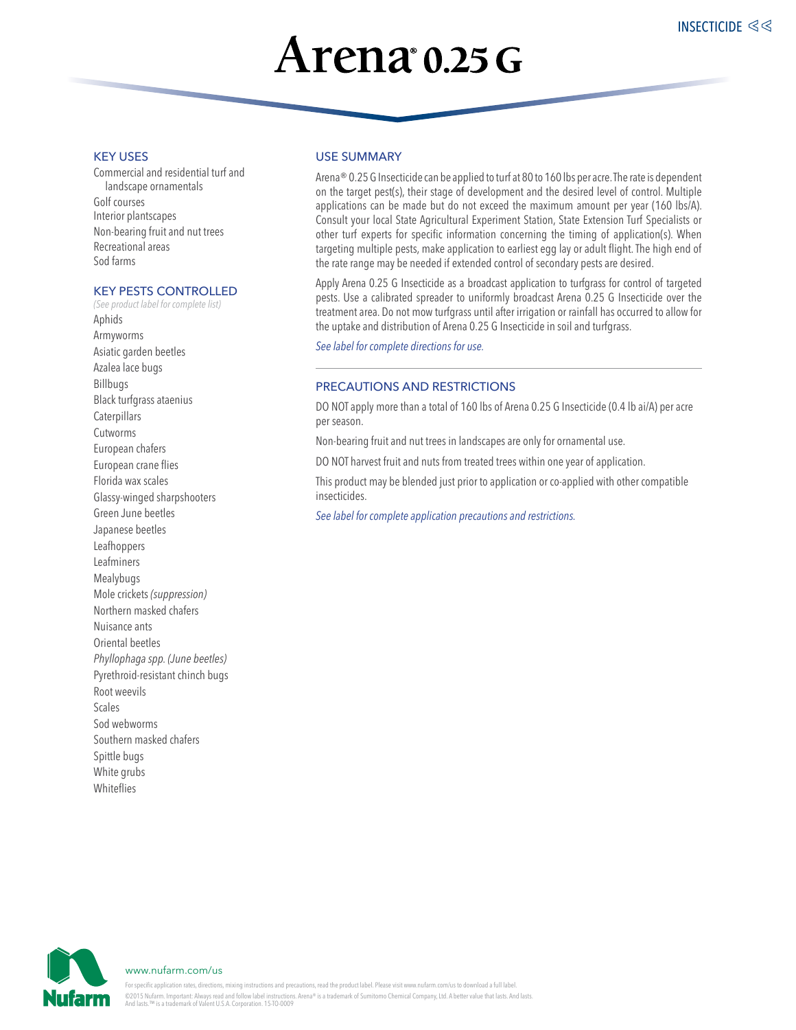INSECTICIDE

# Arena® 0.25 G

## KEY USES

- Commercial and residential turf and landscape ornamentals
- Golf courses
- Interior plantscapes
- Non-bearing fruit and nut trees
- Recreational areas
- Sod farms

## KEY PESTS CONTROLLED

*(See product label for complete list)*

- Aphids
- Armyworms
- Asiatic garden beetles
- Azalea lace bugs
- Billbugs
- Black turfgrass ataenius
- Caterpillars
- Cutworms
- European chafers
- European crane flies
- Florida wax scales
- Glassy-winged sharpshooters
- Green June beetles
- Japanese beetles
- Leafhoppers
- Leafminers
- Mealybugs
- Mole crickets *(suppression)*
- Northern masked chafers
- Nuisance ants
- Oriental beetles
- *Phyllophaga spp. (June beetles)*
- Pyrethroid-resistant chinch bugs
- Root weevils
- Scales
- Sod webworms
- Southern masked chafers
- Spittle bugs
- White grubs
- Whiteflies

## USE SUMMARY

Arena® 0.25 G Insecticide can be applied to turf at 80 to 160 lbs per acre. The rate is dependent on the target pest(s), their stage of development and the desired level of control. Multiple applications can be made but do not exceed the maximum amount per year (160 lbs/A). Consult your local State Agricultural Experiment Station, State Extension Turf Specialists or other turf experts for specific information concerning the timing of application(s). When targeting multiple pests, make application to earliest egg lay or adult flight. The high end of the rate range may be needed if extended control of secondary pests are desired.

Apply Arena 0.25 G Insecticide as a broadcast application to turfgrass for control of targeted pests. Use a calibrated spreader to uniformly broadcast Arena 0.25 G Insecticide over the treatment area. Do not mow turfgrass until after irrigation or rainfall has occurred to allow for the uptake and distribution of Arena 0.25 G Insecticide in soil and turfgrass.

*See label for complete directions for use.*

## PRECAUTIONS AND RESTRICTIONS

DO NOT apply more than a total of 160 lbs of Arena 0.25 G Insecticide (0.4 lb ai/A) per acre per season.

Non-bearing fruit and nut trees in landscapes are only for ornamental use.

DO NOT harvest fruit and nuts from treated trees within one year of application.

This product may be blended just prior to application or co-applied with other compatible insecticides.

*See label for complete application precautions and restrictions.*

Nufarm

www.nufarm.com/us

For specific application rates, directions, mixing instructions and precautions, read the product label. Please visit www.nufarm.com/us to download a full label.
©2015 Nufarm. Important: Always read and follow label instructions. Arena® is a trademark of Sumitomo Chemical Company, Ltd. A better value that lasts. And lasts. And lasts.™ is a trademark of Valent U.S.A. Corporation. 15-TO-0009